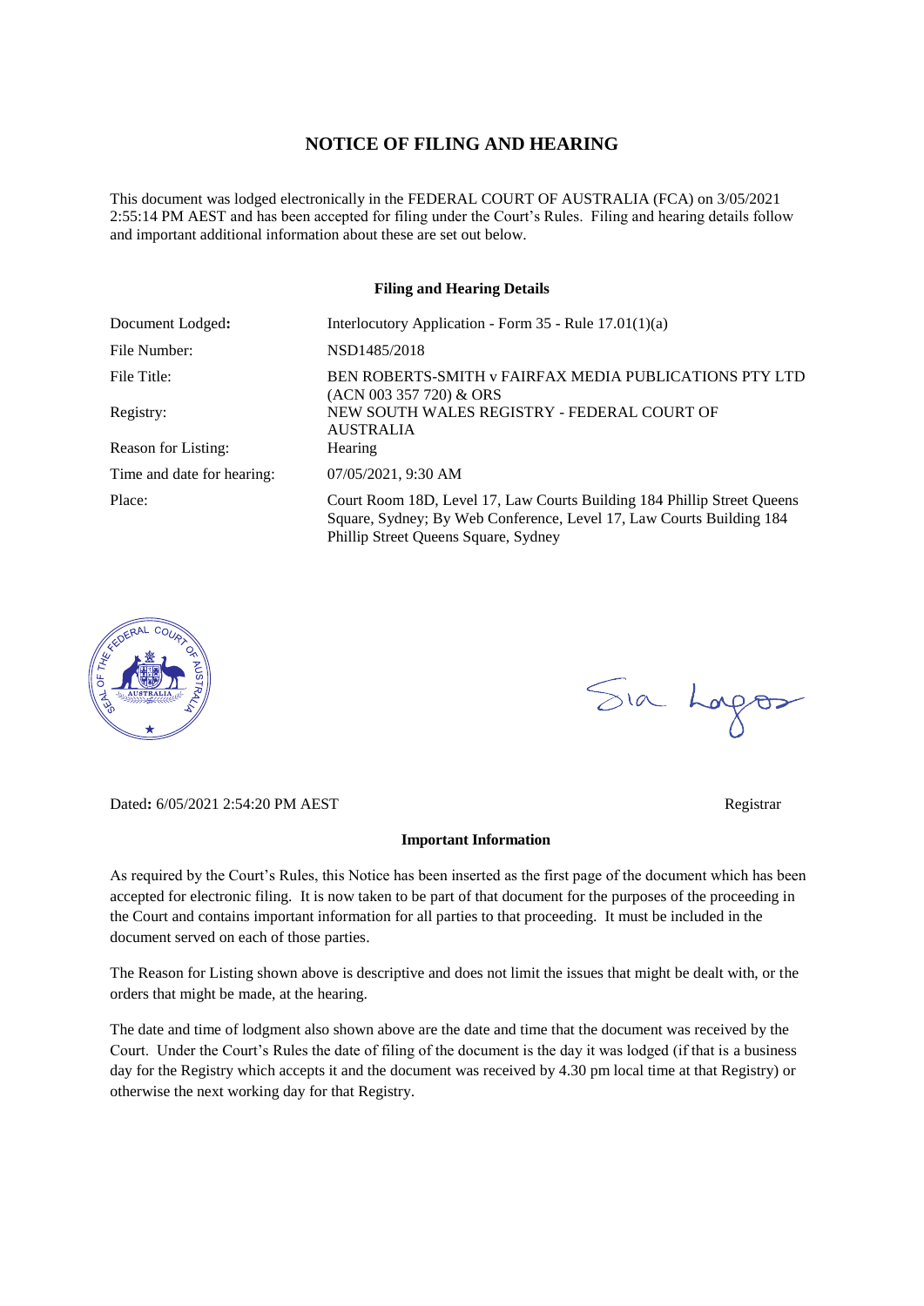# NOTICE OF FILING AND HEARING

This document was lodged electronically in the FEDERAL COURT OF AUSTRALIA (FCA) on 3/05/2021 2:55:14 PM AEST and has been accepted for filing under the Court's Rules. Filing and hearing details follow and important additional information about these are set out below.

**Filing and Hearing Details**

| | |
|---|---|
| Document Lodged: | Interlocutory Application - Form 35 - Rule 17.01(1)(a) |
| File Number: | NSD1485/2018 |
| File Title: | BEN ROBERTS-SMITH v FAIRFAX MEDIA PUBLICATIONS PTY LTD (ACN 003 357 720) & ORS |
| Registry: | NEW SOUTH WALES REGISTRY - FEDERAL COURT OF AUSTRALIA |
| Reason for Listing: | Hearing |
| Time and date for hearing: | 07/05/2021, 9:30 AM |
| Place: | Court Room 18D, Level 17, Law Courts Building 184 Phillip Street Queens Square, Sydney; By Web Conference, Level 17, Law Courts Building 184 Phillip Street Queens Square, Sydney |

Dated: 6/05/2021 2:54:20 PM AEST

Registrar

**Important Information**

As required by the Court's Rules, this Notice has been inserted as the first page of the document which has been accepted for electronic filing. It is now taken to be part of that document for the purposes of the proceeding in the Court and contains important information for all parties to that proceeding. It must be included in the document served on each of those parties.

The Reason for Listing shown above is descriptive and does not limit the issues that might be dealt with, or the orders that might be made, at the hearing.

The date and time of lodgment also shown above are the date and time that the document was received by the Court. Under the Court's Rules the date of filing of the document is the day it was lodged (if that is a business day for the Registry which accepts it and the document was received by 4.30 pm local time at that Registry) or otherwise the next working day for that Registry.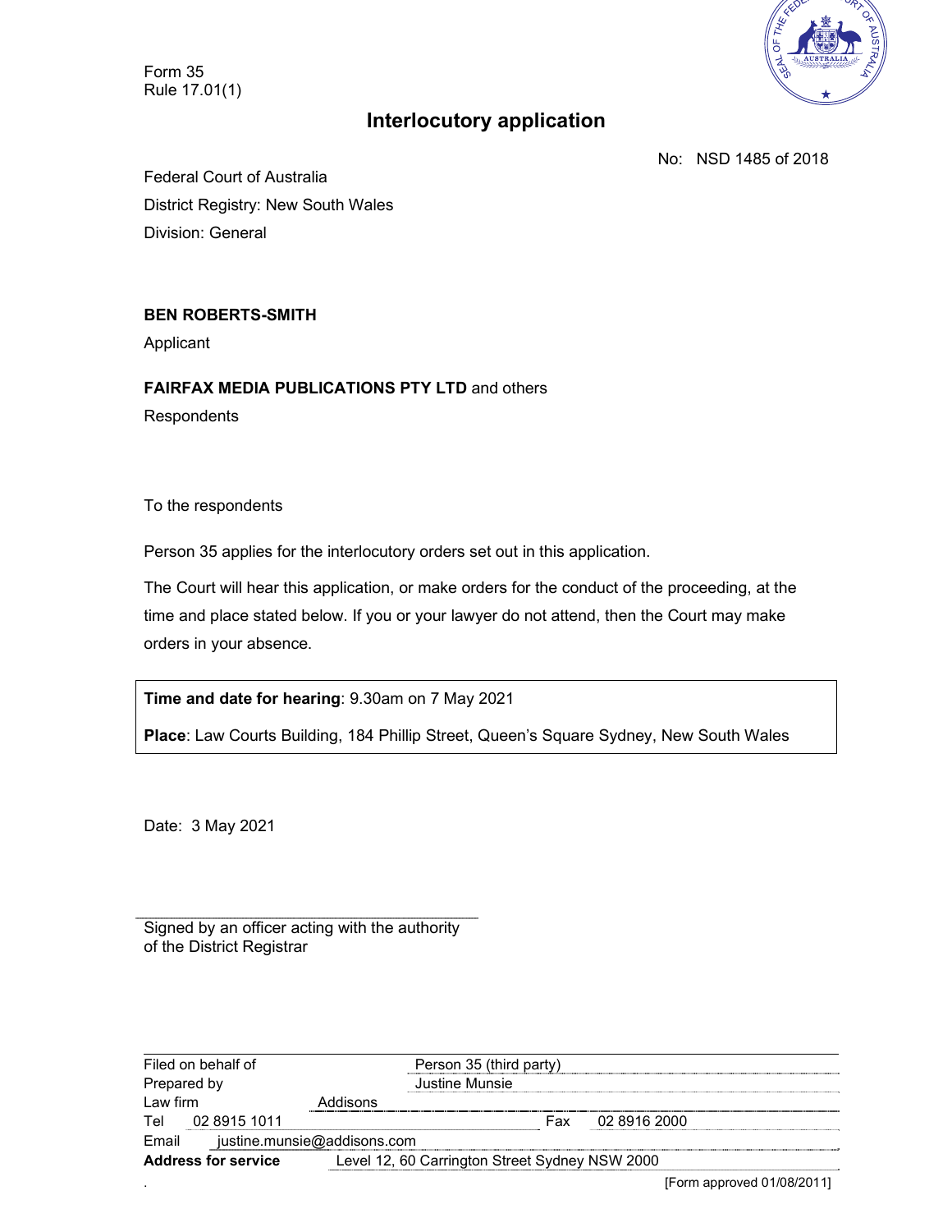Form 35
Rule 17.01(1)

# Interlocutory application

No: NSD 1485 of 2018

Federal Court of Australia
District Registry: New South Wales
Division: General

**BEN ROBERTS-SMITH**
Applicant

**FAIRFAX MEDIA PUBLICATIONS PTY LTD** and others
Respondents

To the respondents

Person 35 applies for the interlocutory orders set out in this application.

The Court will hear this application, or make orders for the conduct of the proceeding, at the time and place stated below. If you or your lawyer do not attend, then the Court may make orders in your absence.

**Time and date for hearing**: 9.30am on 7 May 2021

**Place**: Law Courts Building, 184 Phillip Street, Queen's Square Sydney, New South Wales

Date: 3 May 2021

Signed by an officer acting with the authority of the District Registrar

| | |
|---|---|
| Filed on behalf of | Person 35 (third party) |
| Prepared by | Justine Munsie |
| Law firm | Addisons |
| Tel | 02 8915 1011 |
| Fax | 02 8916 2000 |
| Email | justine.munsie@addisons.com |
| **Address for service** | Level 12, 60 Carrington Street Sydney NSW 2000 |

[Form approved 01/08/2011]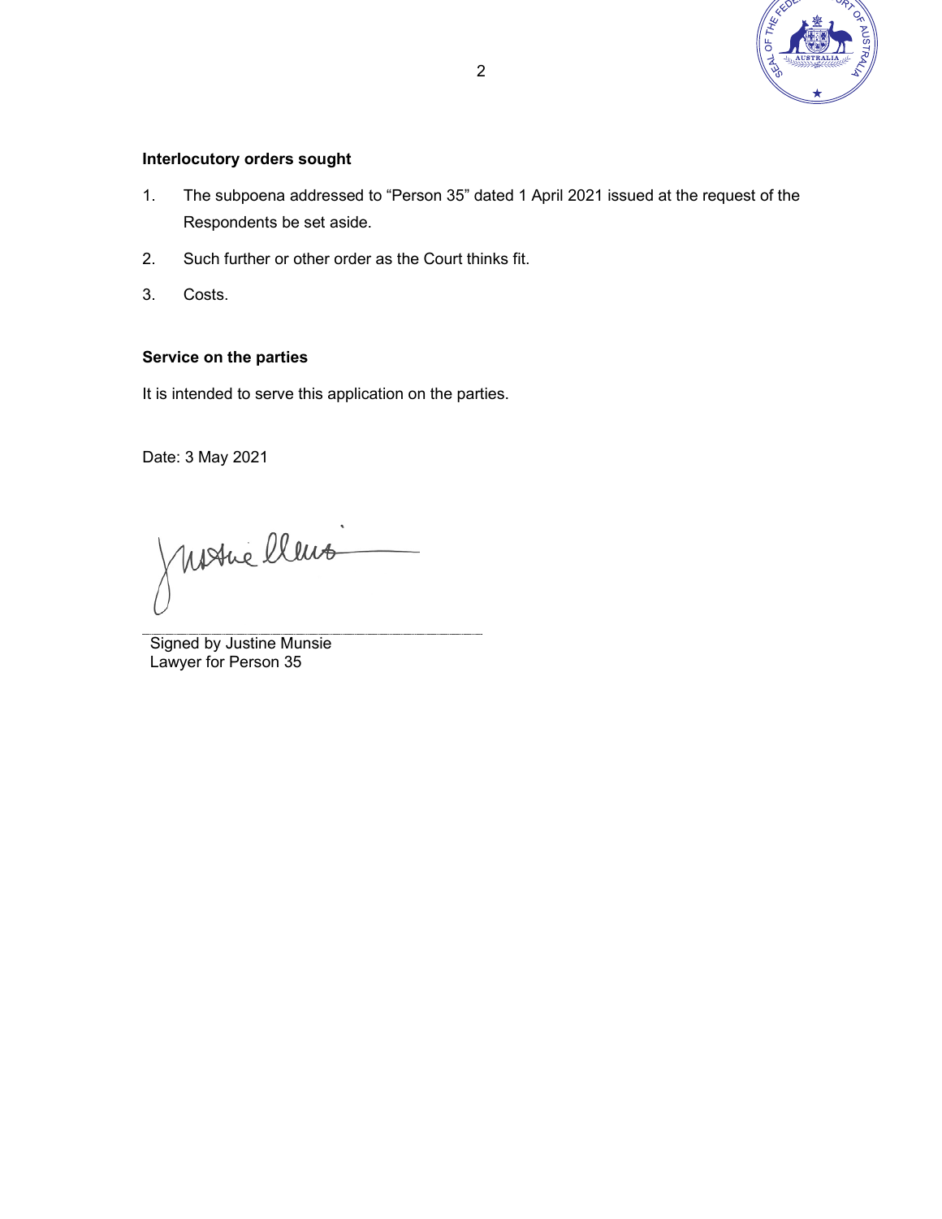**Interlocutory orders sought**

1. The subpoena addressed to “Person 35” dated 1 April 2021 issued at the request of the Respondents be set aside.
2. Such further or other order as the Court thinks fit.
3. Costs.

**Service on the parties**

It is intended to serve this application on the parties.

Date: 3 May 2021

Signed by Justine Munsie
Lawyer for Person 35